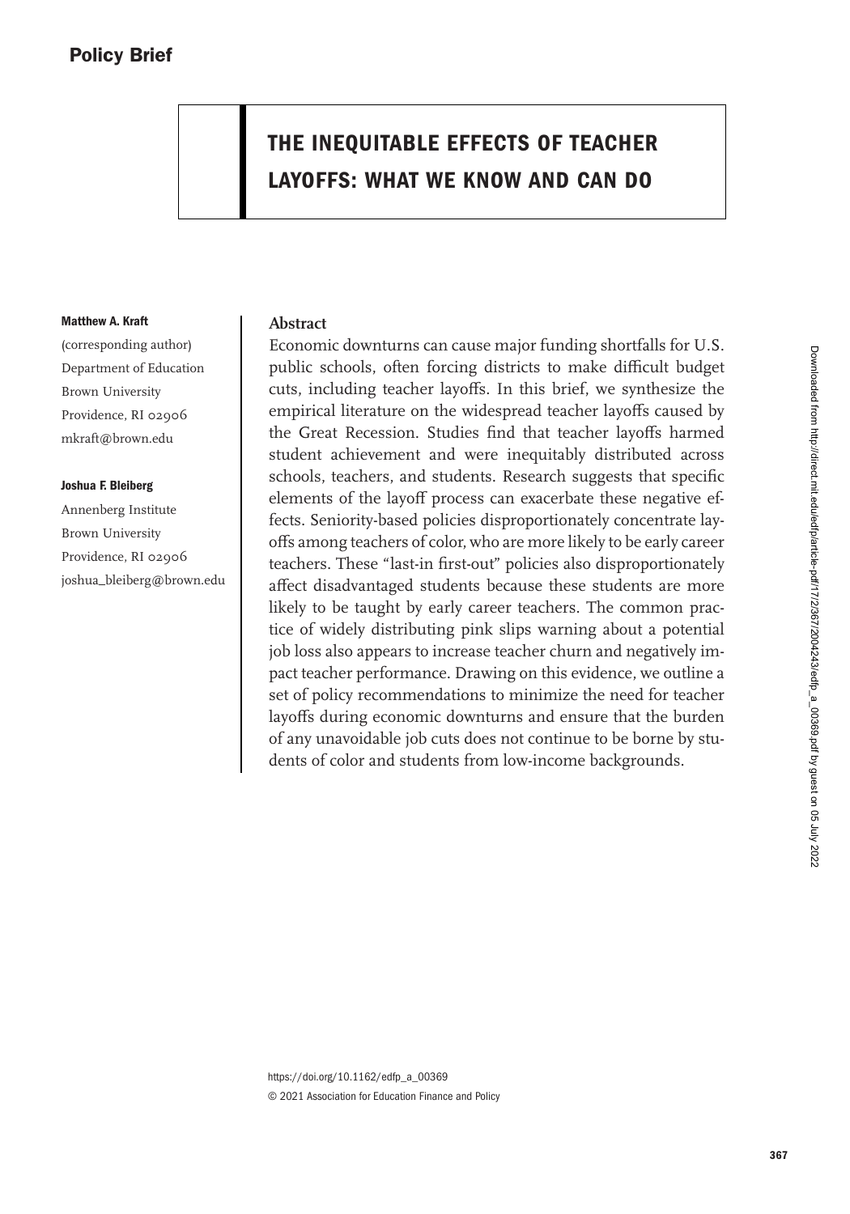Policy Brief

# THE INEQUITABLE EFFECTS OF TEACHER LAYOFFS: WHAT WE KNOW AND CAN DO

**Matthew A. Kraft**
(corresponding author)
Department of Education
Brown University
Providence, RI 02906
mkraft@brown.edu

**Joshua F. Bleiberg**
Annenberg Institute
Brown University
Providence, RI 02906
joshua_bleiberg@brown.edu

## Abstract

Economic downturns can cause major funding shortfalls for U.S. public schools, often forcing districts to make difficult budget cuts, including teacher layoffs. In this brief, we synthesize the empirical literature on the widespread teacher layoffs caused by the Great Recession. Studies find that teacher layoffs harmed student achievement and were inequitably distributed across schools, teachers, and students. Research suggests that specific elements of the layoff process can exacerbate these negative effects. Seniority-based policies disproportionately concentrate layoffs among teachers of color, who are more likely to be early career teachers. These "last-in first-out" policies also disproportionately affect disadvantaged students because these students are more likely to be taught by early career teachers. The common practice of widely distributing pink slips warning about a potential job loss also appears to increase teacher churn and negatively impact teacher performance. Drawing on this evidence, we outline a set of policy recommendations to minimize the need for teacher layoffs during economic downturns and ensure that the burden of any unavoidable job cuts does not continue to be borne by students of color and students from low-income backgrounds.

https://doi.org/10.1162/edfp_a_00369
© 2021 Association for Education Finance and Policy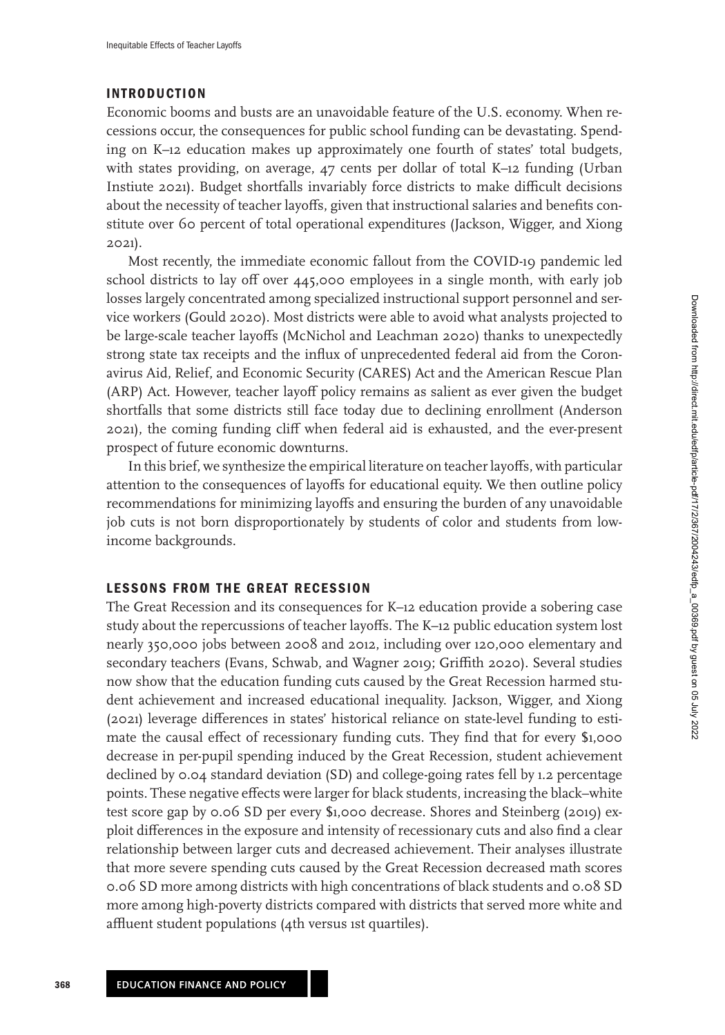## INTRODUCTION

Economic booms and busts are an unavoidable feature of the U.S. economy. When recessions occur, the consequences for public school funding can be devastating. Spending on K–12 education makes up approximately one fourth of states' total budgets, with states providing, on average, 47 cents per dollar of total K–12 funding (Urban Instiute 2021). Budget shortfalls invariably force districts to make difficult decisions about the necessity of teacher layoffs, given that instructional salaries and benefits constitute over 60 percent of total operational expenditures (Jackson, Wigger, and Xiong 2021).

Most recently, the immediate economic fallout from the COVID-19 pandemic led school districts to lay off over 445,000 employees in a single month, with early job losses largely concentrated among specialized instructional support personnel and service workers (Gould 2020). Most districts were able to avoid what analysts projected to be large-scale teacher layoffs (McNichol and Leachman 2020) thanks to unexpectedly strong state tax receipts and the influx of unprecedented federal aid from the Coronavirus Aid, Relief, and Economic Security (CARES) Act and the American Rescue Plan (ARP) Act. However, teacher layoff policy remains as salient as ever given the budget shortfalls that some districts still face today due to declining enrollment (Anderson 2021), the coming funding cliff when federal aid is exhausted, and the ever-present prospect of future economic downturns.

In this brief, we synthesize the empirical literature on teacher layoffs, with particular attention to the consequences of layoffs for educational equity. We then outline policy recommendations for minimizing layoffs and ensuring the burden of any unavoidable job cuts is not born disproportionately by students of color and students from low-income backgrounds.

## LESSONS FROM THE GREAT RECESSION

The Great Recession and its consequences for K–12 education provide a sobering case study about the repercussions of teacher layoffs. The K–12 public education system lost nearly 350,000 jobs between 2008 and 2012, including over 120,000 elementary and secondary teachers (Evans, Schwab, and Wagner 2019; Griffith 2020). Several studies now show that the education funding cuts caused by the Great Recession harmed student achievement and increased educational inequality. Jackson, Wigger, and Xiong (2021) leverage differences in states' historical reliance on state-level funding to estimate the causal effect of recessionary funding cuts. They find that for every $1,000 decrease in per-pupil spending induced by the Great Recession, student achievement declined by 0.04 standard deviation (SD) and college-going rates fell by 1.2 percentage points. These negative effects were larger for black students, increasing the black–white test score gap by 0.06 SD per every $1,000 decrease. Shores and Steinberg (2019) exploit differences in the exposure and intensity of recessionary cuts and also find a clear relationship between larger cuts and decreased achievement. Their analyses illustrate that more severe spending cuts caused by the Great Recession decreased math scores 0.06 SD more among districts with high concentrations of black students and 0.08 SD more among high-poverty districts compared with districts that served more white and affluent student populations (4th versus 1st quartiles).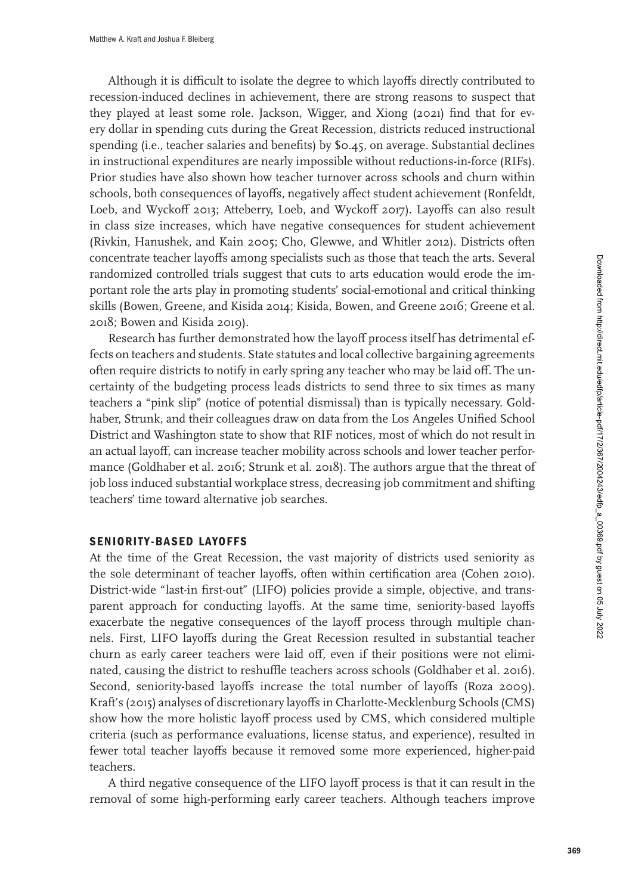Although it is difficult to isolate the degree to which layoffs directly contributed to recession-induced declines in achievement, there are strong reasons to suspect that they played at least some role. Jackson, Wigger, and Xiong (2021) find that for every dollar in spending cuts during the Great Recession, districts reduced instructional spending (i.e., teacher salaries and benefits) by $0.45, on average. Substantial declines in instructional expenditures are nearly impossible without reductions-in-force (RIFs). Prior studies have also shown how teacher turnover across schools and churn within schools, both consequences of layoffs, negatively affect student achievement (Ronfeldt, Loeb, and Wyckoff 2013; Atteberry, Loeb, and Wyckoff 2017). Layoffs can also result in class size increases, which have negative consequences for student achievement (Rivkin, Hanushek, and Kain 2005; Cho, Glewwe, and Whitler 2012). Districts often concentrate teacher layoffs among specialists such as those that teach the arts. Several randomized controlled trials suggest that cuts to arts education would erode the important role the arts play in promoting students' social-emotional and critical thinking skills (Bowen, Greene, and Kisida 2014; Kisida, Bowen, and Greene 2016; Greene et al. 2018; Bowen and Kisida 2019).

Research has further demonstrated how the layoff process itself has detrimental effects on teachers and students. State statutes and local collective bargaining agreements often require districts to notify in early spring any teacher who may be laid off. The uncertainty of the budgeting process leads districts to send three to six times as many teachers a "pink slip" (notice of potential dismissal) than is typically necessary. Goldhaber, Strunk, and their colleagues draw on data from the Los Angeles Unified School District and Washington state to show that RIF notices, most of which do not result in an actual layoff, can increase teacher mobility across schools and lower teacher performance (Goldhaber et al. 2016; Strunk et al. 2018). The authors argue that the threat of job loss induced substantial workplace stress, decreasing job commitment and shifting teachers' time toward alternative job searches.

## SENIORITY-BASED LAYOFFS

At the time of the Great Recession, the vast majority of districts used seniority as the sole determinant of teacher layoffs, often within certification area (Cohen 2010). District-wide "last-in first-out" (LIFO) policies provide a simple, objective, and transparent approach for conducting layoffs. At the same time, seniority-based layoffs exacerbate the negative consequences of the layoff process through multiple channels. First, LIFO layoffs during the Great Recession resulted in substantial teacher churn as early career teachers were laid off, even if their positions were not eliminated, causing the district to reshuffle teachers across schools (Goldhaber et al. 2016). Second, seniority-based layoffs increase the total number of layoffs (Roza 2009). Kraft's (2015) analyses of discretionary layoffs in Charlotte-Mecklenburg Schools (CMS) show how the more holistic layoff process used by CMS, which considered multiple criteria (such as performance evaluations, license status, and experience), resulted in fewer total teacher layoffs because it removed some more experienced, higher-paid teachers.

A third negative consequence of the LIFO layoff process is that it can result in the removal of some high-performing early career teachers. Although teachers improve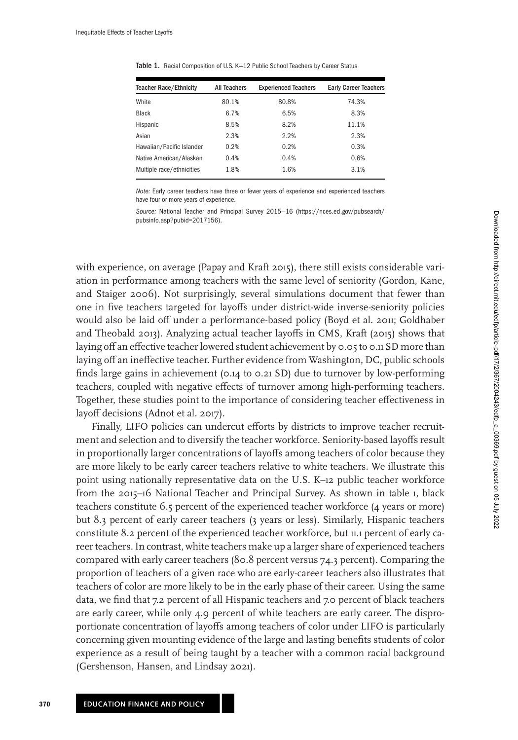Table 1. Racial Composition of U.S. K–12 Public School Teachers by Career Status

| Teacher Race/Ethnicity | All Teachers | Experienced Teachers | Early Career Teachers |
|---|---|---|---|
| White | 80.1% | 80.8% | 74.3% |
| Black | 6.7% | 6.5% | 8.3% |
| Hispanic | 8.5% | 8.2% | 11.1% |
| Asian | 2.3% | 2.2% | 2.3% |
| Hawaiian/Pacific Islander | 0.2% | 0.2% | 0.3% |
| Native American/Alaskan | 0.4% | 0.4% | 0.6% |
| Multiple race/ethnicities | 1.8% | 1.6% | 3.1% |

*Note:* Early career teachers have three or fewer years of experience and experienced teachers have four or more years of experience.

*Source:* National Teacher and Principal Survey 2015–16 (https://nces.ed.gov/pubsearch/pubsinfo.asp?pubid=2017156).

with experience, on average (Papay and Kraft 2015), there still exists considerable variation in performance among teachers with the same level of seniority (Gordon, Kane, and Staiger 2006). Not surprisingly, several simulations document that fewer than one in five teachers targeted for layoffs under district-wide inverse-seniority policies would also be laid off under a performance-based policy (Boyd et al. 2011; Goldhaber and Theobald 2013). Analyzing actual teacher layoffs in CMS, Kraft (2015) shows that laying off an effective teacher lowered student achievement by 0.05 to 0.11 SD more than laying off an ineffective teacher. Further evidence from Washington, DC, public schools finds large gains in achievement (0.14 to 0.21 SD) due to turnover by low-performing teachers, coupled with negative effects of turnover among high-performing teachers. Together, these studies point to the importance of considering teacher effectiveness in layoff decisions (Adnot et al. 2017).

Finally, LIFO policies can undercut efforts by districts to improve teacher recruitment and selection and to diversify the teacher workforce. Seniority-based layoffs result in proportionally larger concentrations of layoffs among teachers of color because they are more likely to be early career teachers relative to white teachers. We illustrate this point using nationally representative data on the U.S. K–12 public teacher workforce from the 2015–16 National Teacher and Principal Survey. As shown in table 1, black teachers constitute 6.5 percent of the experienced teacher workforce (4 years or more) but 8.3 percent of early career teachers (3 years or less). Similarly, Hispanic teachers constitute 8.2 percent of the experienced teacher workforce, but 11.1 percent of early career teachers. In contrast, white teachers make up a larger share of experienced teachers compared with early career teachers (80.8 percent versus 74.3 percent). Comparing the proportion of teachers of a given race who are early-career teachers also illustrates that teachers of color are more likely to be in the early phase of their career. Using the same data, we find that 7.2 percent of all Hispanic teachers and 7.0 percent of black teachers are early career, while only 4.9 percent of white teachers are early career. The disproportionate concentration of layoffs among teachers of color under LIFO is particularly concerning given mounting evidence of the large and lasting benefits students of color experience as a result of being taught by a teacher with a common racial background (Gershenson, Hansen, and Lindsay 2021).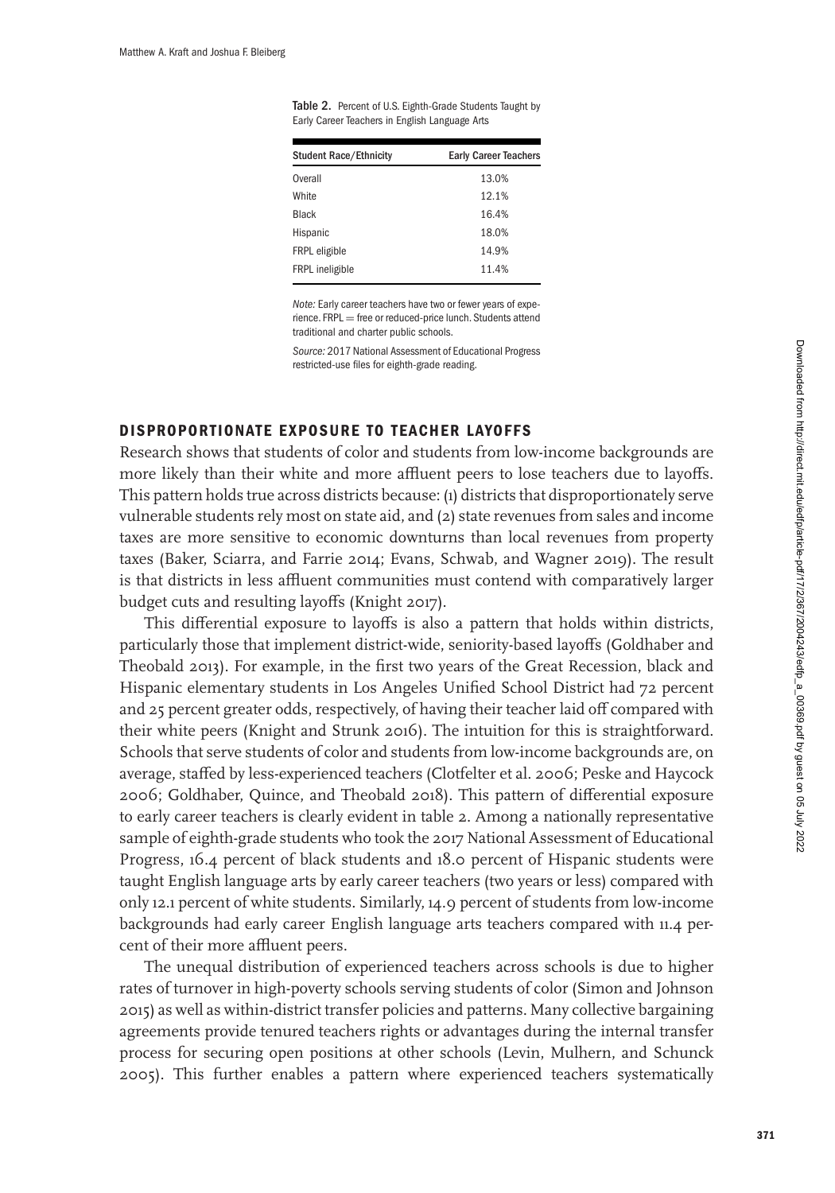Table 2. Percent of U.S. Eighth-Grade Students Taught by Early Career Teachers in English Language Arts

| Student Race/Ethnicity | Early Career Teachers |
|---|---|
| Overall | 13.0% |
| White | 12.1% |
| Black | 16.4% |
| Hispanic | 18.0% |
| FRPL eligible | 14.9% |
| FRPL ineligible | 11.4% |

*Note:* Early career teachers have two or fewer years of experience. FRPL = free or reduced-price lunch. Students attend traditional and charter public schools.

*Source:* 2017 National Assessment of Educational Progress restricted-use files for eighth-grade reading.

## DISPROPORTIONATE EXPOSURE TO TEACHER LAYOFFS

Research shows that students of color and students from low-income backgrounds are more likely than their white and more affluent peers to lose teachers due to layoffs. This pattern holds true across districts because: (1) districts that disproportionately serve vulnerable students rely most on state aid, and (2) state revenues from sales and income taxes are more sensitive to economic downturns than local revenues from property taxes (Baker, Sciarra, and Farrie 2014; Evans, Schwab, and Wagner 2019). The result is that districts in less affluent communities must contend with comparatively larger budget cuts and resulting layoffs (Knight 2017).

This differential exposure to layoffs is also a pattern that holds within districts, particularly those that implement district-wide, seniority-based layoffs (Goldhaber and Theobald 2013). For example, in the first two years of the Great Recession, black and Hispanic elementary students in Los Angeles Unified School District had 72 percent and 25 percent greater odds, respectively, of having their teacher laid off compared with their white peers (Knight and Strunk 2016). The intuition for this is straightforward. Schools that serve students of color and students from low-income backgrounds are, on average, staffed by less-experienced teachers (Clotfelter et al. 2006; Peske and Haycock 2006; Goldhaber, Quince, and Theobald 2018). This pattern of differential exposure to early career teachers is clearly evident in table 2. Among a nationally representative sample of eighth-grade students who took the 2017 National Assessment of Educational Progress, 16.4 percent of black students and 18.0 percent of Hispanic students were taught English language arts by early career teachers (two years or less) compared with only 12.1 percent of white students. Similarly, 14.9 percent of students from low-income backgrounds had early career English language arts teachers compared with 11.4 percent of their more affluent peers.

The unequal distribution of experienced teachers across schools is due to higher rates of turnover in high-poverty schools serving students of color (Simon and Johnson 2015) as well as within-district transfer policies and patterns. Many collective bargaining agreements provide tenured teachers rights or advantages during the internal transfer process for securing open positions at other schools (Levin, Mulhern, and Schunck 2005). This further enables a pattern where experienced teachers systematically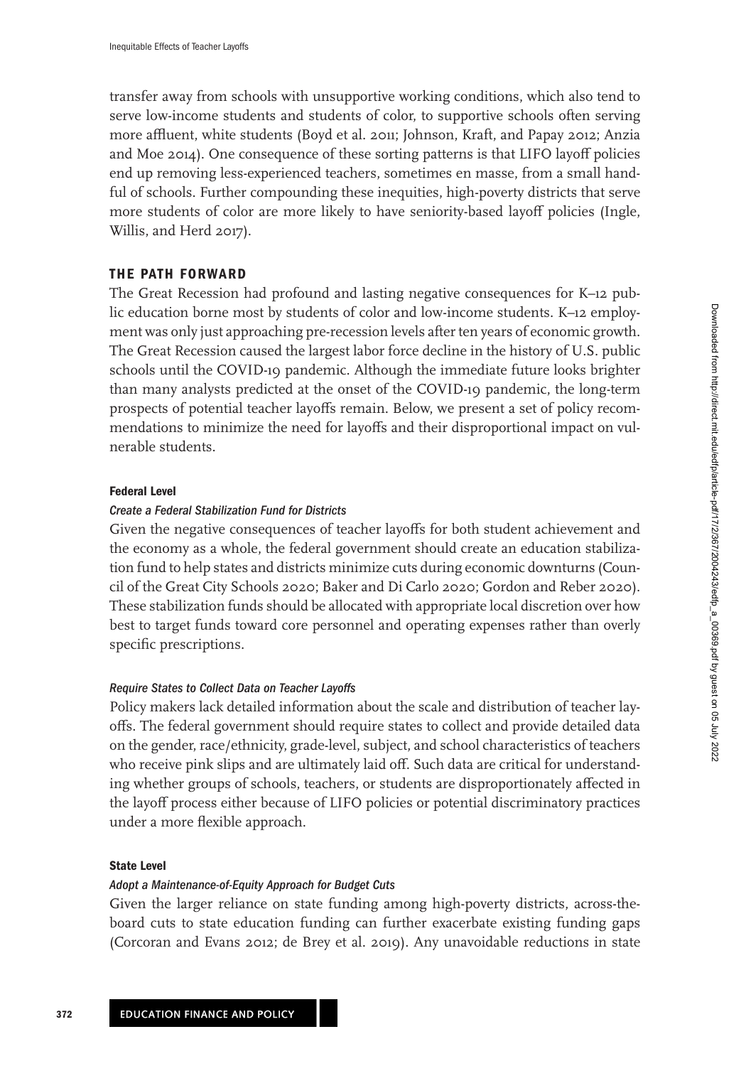transfer away from schools with unsupportive working conditions, which also tend to serve low-income students and students of color, to supportive schools often serving more affluent, white students (Boyd et al. 2011; Johnson, Kraft, and Papay 2012; Anzia and Moe 2014). One consequence of these sorting patterns is that LIFO layoff policies end up removing less-experienced teachers, sometimes en masse, from a small handful of schools. Further compounding these inequities, high-poverty districts that serve more students of color are more likely to have seniority-based layoff policies (Ingle, Willis, and Herd 2017).

## THE PATH FORWARD

The Great Recession had profound and lasting negative consequences for K–12 public education borne most by students of color and low-income students. K–12 employment was only just approaching pre-recession levels after ten years of economic growth. The Great Recession caused the largest labor force decline in the history of U.S. public schools until the COVID-19 pandemic. Although the immediate future looks brighter than many analysts predicted at the onset of the COVID-19 pandemic, the long-term prospects of potential teacher layoffs remain. Below, we present a set of policy recommendations to minimize the need for layoffs and their disproportional impact on vulnerable students.

### Federal Level

#### *Create a Federal Stabilization Fund for Districts*

Given the negative consequences of teacher layoffs for both student achievement and the economy as a whole, the federal government should create an education stabilization fund to help states and districts minimize cuts during economic downturns (Council of the Great City Schools 2020; Baker and Di Carlo 2020; Gordon and Reber 2020). These stabilization funds should be allocated with appropriate local discretion over how best to target funds toward core personnel and operating expenses rather than overly specific prescriptions.

#### *Require States to Collect Data on Teacher Layoffs*

Policy makers lack detailed information about the scale and distribution of teacher layoffs. The federal government should require states to collect and provide detailed data on the gender, race/ethnicity, grade-level, subject, and school characteristics of teachers who receive pink slips and are ultimately laid off. Such data are critical for understanding whether groups of schools, teachers, or students are disproportionately affected in the layoff process either because of LIFO policies or potential discriminatory practices under a more flexible approach.

### State Level

#### *Adopt a Maintenance-of-Equity Approach for Budget Cuts*

Given the larger reliance on state funding among high-poverty districts, across-the-board cuts to state education funding can further exacerbate existing funding gaps (Corcoran and Evans 2012; de Brey et al. 2019). Any unavoidable reductions in state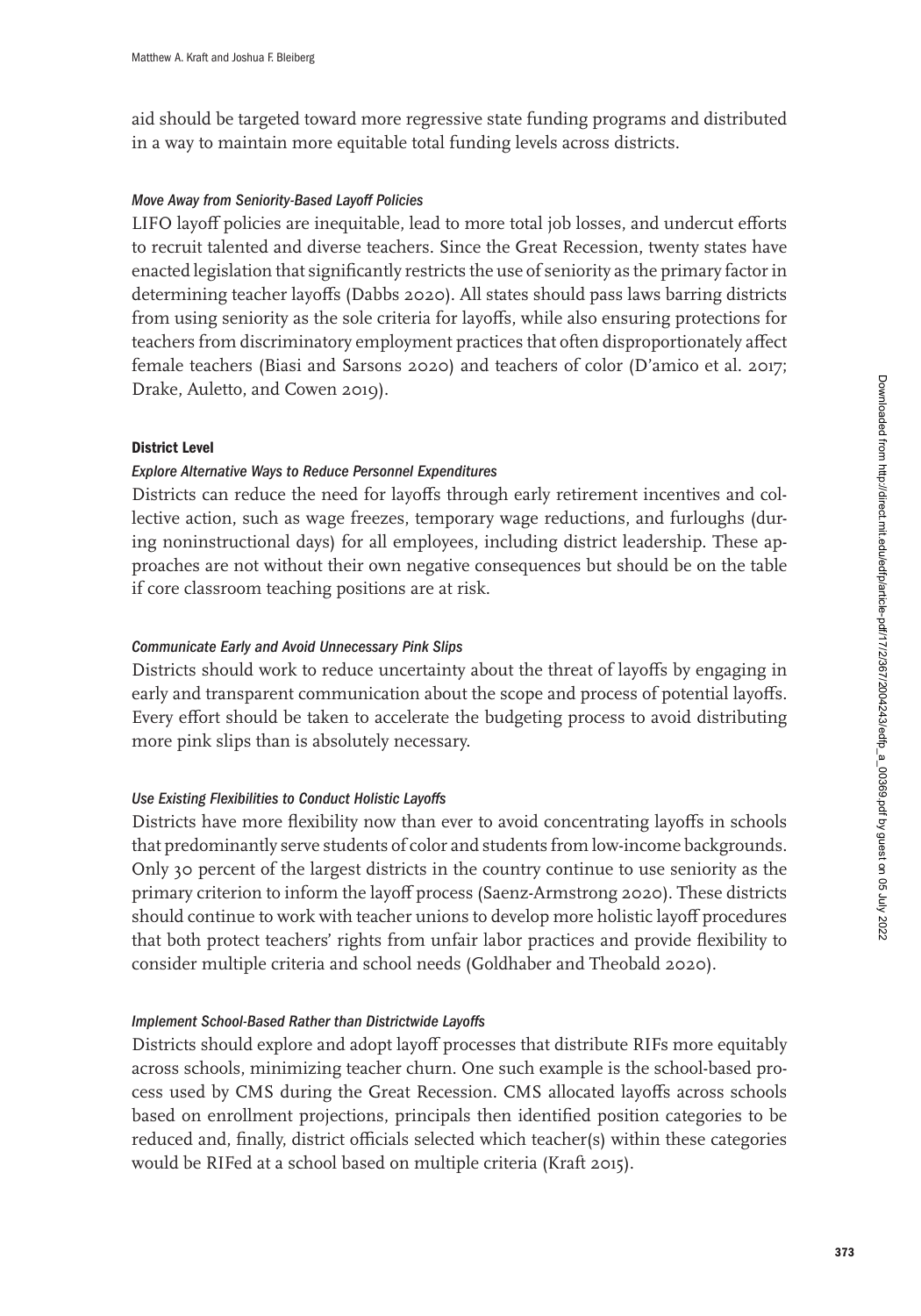aid should be targeted toward more regressive state funding programs and distributed in a way to maintain more equitable total funding levels across districts.

*Move Away from Seniority-Based Layoff Policies*

LIFO layoff policies are inequitable, lead to more total job losses, and undercut efforts to recruit talented and diverse teachers. Since the Great Recession, twenty states have enacted legislation that significantly restricts the use of seniority as the primary factor in determining teacher layoffs (Dabbs 2020). All states should pass laws barring districts from using seniority as the sole criteria for layoffs, while also ensuring protections for teachers from discriminatory employment practices that often disproportionately affect female teachers (Biasi and Sarsons 2020) and teachers of color (D'amico et al. 2017; Drake, Auletto, and Cowen 2019).

**District Level**

*Explore Alternative Ways to Reduce Personnel Expenditures*

Districts can reduce the need for layoffs through early retirement incentives and collective action, such as wage freezes, temporary wage reductions, and furloughs (during noninstructional days) for all employees, including district leadership. These approaches are not without their own negative consequences but should be on the table if core classroom teaching positions are at risk.

*Communicate Early and Avoid Unnecessary Pink Slips*

Districts should work to reduce uncertainty about the threat of layoffs by engaging in early and transparent communication about the scope and process of potential layoffs. Every effort should be taken to accelerate the budgeting process to avoid distributing more pink slips than is absolutely necessary.

*Use Existing Flexibilities to Conduct Holistic Layoffs*

Districts have more flexibility now than ever to avoid concentrating layoffs in schools that predominantly serve students of color and students from low-income backgrounds. Only 30 percent of the largest districts in the country continue to use seniority as the primary criterion to inform the layoff process (Saenz-Armstrong 2020). These districts should continue to work with teacher unions to develop more holistic layoff procedures that both protect teachers' rights from unfair labor practices and provide flexibility to consider multiple criteria and school needs (Goldhaber and Theobald 2020).

*Implement School-Based Rather than Districtwide Layoffs*

Districts should explore and adopt layoff processes that distribute RIFs more equitably across schools, minimizing teacher churn. One such example is the school-based process used by CMS during the Great Recession. CMS allocated layoffs across schools based on enrollment projections, principals then identified position categories to be reduced and, finally, district officials selected which teacher(s) within these categories would be RIFed at a school based on multiple criteria (Kraft 2015).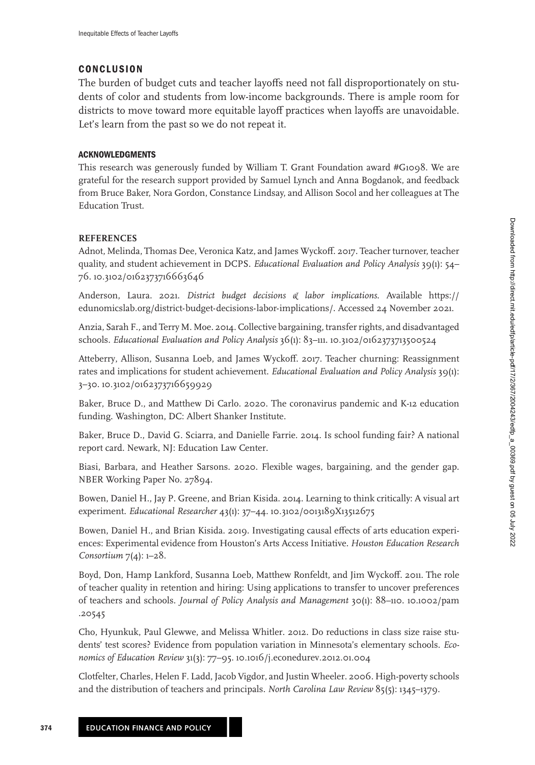## CONCLUSION

The burden of budget cuts and teacher layoffs need not fall disproportionately on students of color and students from low-income backgrounds. There is ample room for districts to move toward more equitable layoff practices when layoffs are unavoidable. Let's learn from the past so we do not repeat it.

### ACKNOWLEDGMENTS

This research was generously funded by William T. Grant Foundation award #G1098. We are grateful for the research support provided by Samuel Lynch and Anna Bogdanok, and feedback from Bruce Baker, Nora Gordon, Constance Lindsay, and Allison Socol and her colleagues at The Education Trust.

### REFERENCES

Adnot, Melinda, Thomas Dee, Veronica Katz, and James Wyckoff. 2017. Teacher turnover, teacher quality, and student achievement in DCPS. *Educational Evaluation and Policy Analysis* 39(1): 54–76. 10.3102/0162373716663646

Anderson, Laura. 2021. *District budget decisions & labor implications*. Available https://edunomicslab.org/district-budget-decisions-labor-implications/. Accessed 24 November 2021.

Anzia, Sarah F., and Terry M. Moe. 2014. Collective bargaining, transfer rights, and disadvantaged schools. *Educational Evaluation and Policy Analysis* 36(1): 83–111. 10.3102/0162373713500524

Atteberry, Allison, Susanna Loeb, and James Wyckoff. 2017. Teacher churning: Reassignment rates and implications for student achievement. *Educational Evaluation and Policy Analysis* 39(1): 3–30. 10.3102/0162373716659929

Baker, Bruce D., and Matthew Di Carlo. 2020. The coronavirus pandemic and K-12 education funding. Washington, DC: Albert Shanker Institute.

Baker, Bruce D., David G. Sciarra, and Danielle Farrie. 2014. Is school funding fair? A national report card. Newark, NJ: Education Law Center.

Biasi, Barbara, and Heather Sarsons. 2020. Flexible wages, bargaining, and the gender gap. NBER Working Paper No. 27894.

Bowen, Daniel H., Jay P. Greene, and Brian Kisida. 2014. Learning to think critically: A visual art experiment. *Educational Researcher* 43(1): 37–44. 10.3102/0013189X13512675

Bowen, Daniel H., and Brian Kisida. 2019. Investigating causal effects of arts education experiences: Experimental evidence from Houston's Arts Access Initiative. *Houston Education Research Consortium* 7(4): 1–28.

Boyd, Don, Hamp Lankford, Susanna Loeb, Matthew Ronfeldt, and Jim Wyckoff. 2011. The role of teacher quality in retention and hiring: Using applications to transfer to uncover preferences of teachers and schools. *Journal of Policy Analysis and Management* 30(1): 88–110. 10.1002/pam.20545

Cho, Hyunkuk, Paul Glewwe, and Melissa Whitler. 2012. Do reductions in class size raise students' test scores? Evidence from population variation in Minnesota's elementary schools. *Economics of Education Review* 31(3): 77–95. 10.1016/j.econedurev.2012.01.004

Clotfelter, Charles, Helen F. Ladd, Jacob Vigdor, and Justin Wheeler. 2006. High-poverty schools and the distribution of teachers and principals. *North Carolina Law Review* 85(5): 1345–1379.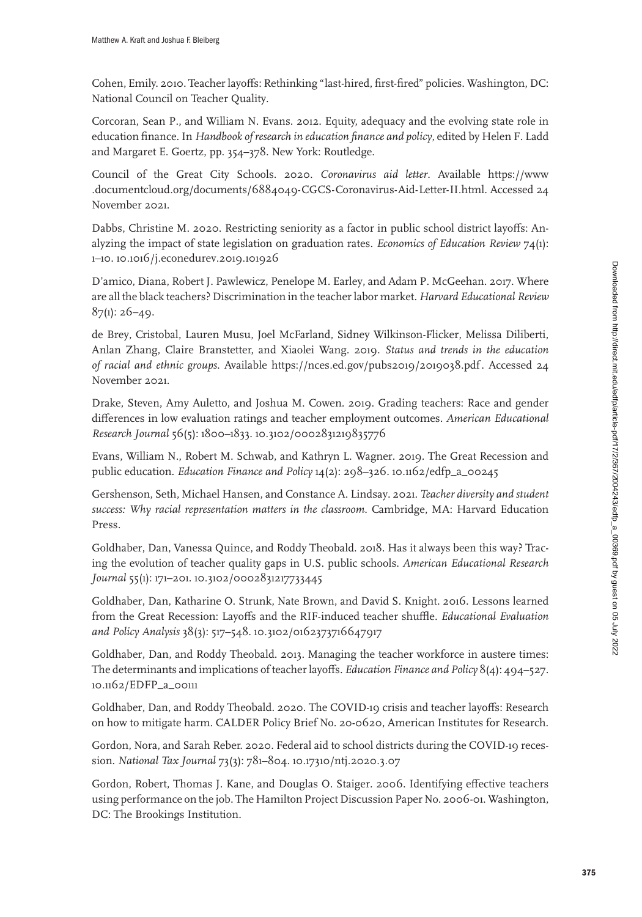Cohen, Emily. 2010. Teacher layoffs: Rethinking "last-hired, first-fired" policies. Washington, DC: National Council on Teacher Quality.

Corcoran, Sean P., and William N. Evans. 2012. Equity, adequacy and the evolving state role in education finance. In *Handbook of research in education finance and policy*, edited by Helen F. Ladd and Margaret E. Goertz, pp. 354–378. New York: Routledge.

Council of the Great City Schools. 2020. *Coronavirus aid letter*. Available https://www.documentcloud.org/documents/6884049-CGCS-Coronavirus-Aid-Letter-II.html. Accessed 24 November 2021.

Dabbs, Christine M. 2020. Restricting seniority as a factor in public school district layoffs: Analyzing the impact of state legislation on graduation rates. *Economics of Education Review* 74(1): 1–10. 10.1016/j.econedurev.2019.101926

D'amico, Diana, Robert J. Pawlewicz, Penelope M. Earley, and Adam P. McGeehan. 2017. Where are all the black teachers? Discrimination in the teacher labor market. *Harvard Educational Review* 87(1): 26–49.

de Brey, Cristobal, Lauren Musu, Joel McFarland, Sidney Wilkinson-Flicker, Melissa Diliberti, Anlan Zhang, Claire Branstetter, and Xiaolei Wang. 2019. *Status and trends in the education of racial and ethnic groups*. Available https://nces.ed.gov/pubs2019/2019038.pdf. Accessed 24 November 2021.

Drake, Steven, Amy Auletto, and Joshua M. Cowen. 2019. Grading teachers: Race and gender differences in low evaluation ratings and teacher employment outcomes. *American Educational Research Journal* 56(5): 1800–1833. 10.3102/0002831219835776

Evans, William N., Robert M. Schwab, and Kathryn L. Wagner. 2019. The Great Recession and public education. *Education Finance and Policy* 14(2): 298–326. 10.1162/edfp_a_00245

Gershenson, Seth, Michael Hansen, and Constance A. Lindsay. 2021. *Teacher diversity and student success: Why racial representation matters in the classroom*. Cambridge, MA: Harvard Education Press.

Goldhaber, Dan, Vanessa Quince, and Roddy Theobald. 2018. Has it always been this way? Tracing the evolution of teacher quality gaps in U.S. public schools. *American Educational Research Journal* 55(1): 171–201. 10.3102/0002831217733445

Goldhaber, Dan, Katharine O. Strunk, Nate Brown, and David S. Knight. 2016. Lessons learned from the Great Recession: Layoffs and the RIF-induced teacher shuffle. *Educational Evaluation and Policy Analysis* 38(3): 517–548. 10.3102/0162373716647917

Goldhaber, Dan, and Roddy Theobald. 2013. Managing the teacher workforce in austere times: The determinants and implications of teacher layoffs. *Education Finance and Policy* 8(4): 494–527. 10.1162/EDFP_a_00111

Goldhaber, Dan, and Roddy Theobald. 2020. The COVID-19 crisis and teacher layoffs: Research on how to mitigate harm. CALDER Policy Brief No. 20-0620, American Institutes for Research.

Gordon, Nora, and Sarah Reber. 2020. Federal aid to school districts during the COVID-19 recession. *National Tax Journal* 73(3): 781–804. 10.17310/ntj.2020.3.07

Gordon, Robert, Thomas J. Kane, and Douglas O. Staiger. 2006. Identifying effective teachers using performance on the job. The Hamilton Project Discussion Paper No. 2006-01. Washington, DC: The Brookings Institution.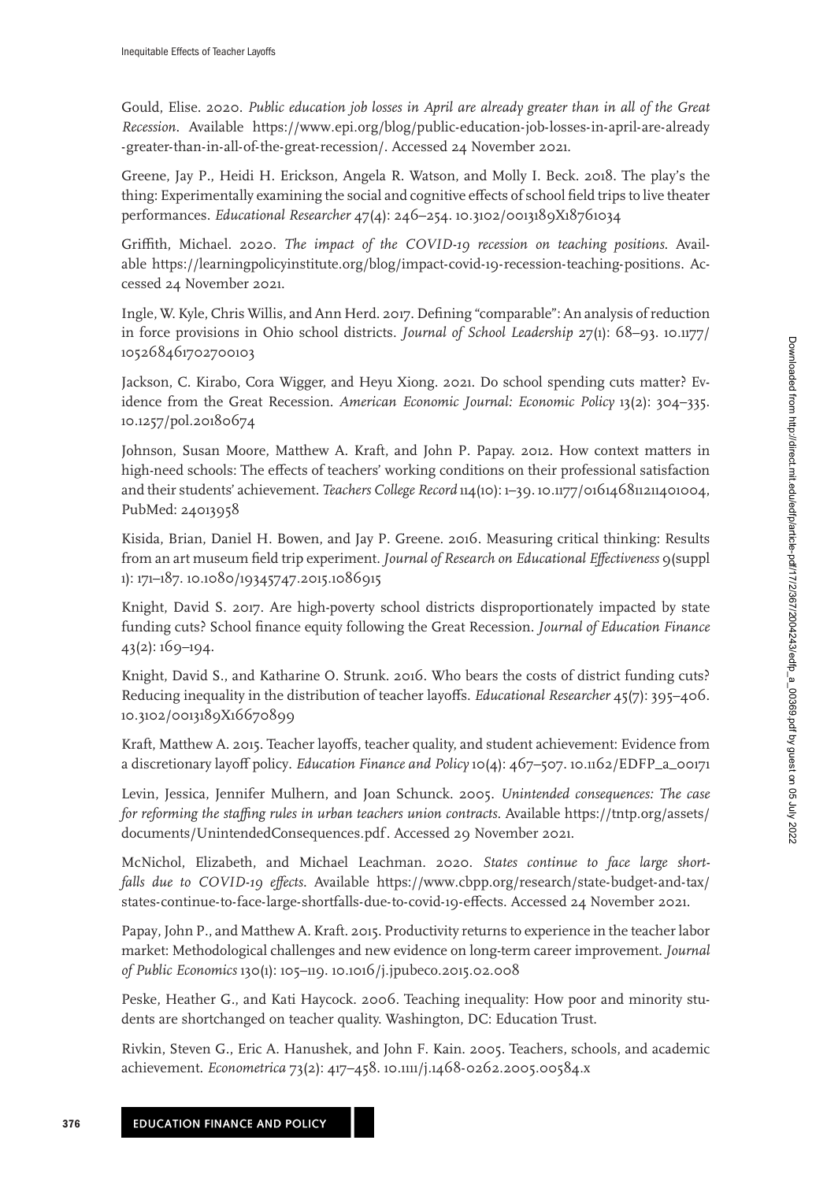Gould, Elise. 2020. *Public education job losses in April are already greater than in all of the Great Recession*. Available https://www.epi.org/blog/public-education-job-losses-in-april-are-already-greater-than-in-all-of-the-great-recession/. Accessed 24 November 2021.

Greene, Jay P., Heidi H. Erickson, Angela R. Watson, and Molly I. Beck. 2018. The play's the thing: Experimentally examining the social and cognitive effects of school field trips to live theater performances. *Educational Researcher* 47(4): 246–254. 10.3102/0013189X18761034

Griffith, Michael. 2020. *The impact of the COVID-19 recession on teaching positions*. Available https://learningpolicyinstitute.org/blog/impact-covid-19-recession-teaching-positions. Accessed 24 November 2021.

Ingle, W. Kyle, Chris Willis, and Ann Herd. 2017. Defining "comparable": An analysis of reduction in force provisions in Ohio school districts. *Journal of School Leadership* 27(1): 68–93. 10.1177/105268461702700103

Jackson, C. Kirabo, Cora Wigger, and Heyu Xiong. 2021. Do school spending cuts matter? Evidence from the Great Recession. *American Economic Journal: Economic Policy* 13(2): 304–335. 10.1257/pol.20180674

Johnson, Susan Moore, Matthew A. Kraft, and John P. Papay. 2012. How context matters in high-need schools: The effects of teachers' working conditions on their professional satisfaction and their students' achievement. *Teachers College Record* 114(10): 1–39. 10.1177/016146811211401004, PubMed: 24013958

Kisida, Brian, Daniel H. Bowen, and Jay P. Greene. 2016. Measuring critical thinking: Results from an art museum field trip experiment. *Journal of Research on Educational Effectiveness* 9(suppl 1): 171–187. 10.1080/19345747.2015.1086915

Knight, David S. 2017. Are high-poverty school districts disproportionately impacted by state funding cuts? School finance equity following the Great Recession. *Journal of Education Finance* 43(2): 169–194.

Knight, David S., and Katharine O. Strunk. 2016. Who bears the costs of district funding cuts? Reducing inequality in the distribution of teacher layoffs. *Educational Researcher* 45(7): 395–406. 10.3102/0013189X16670899

Kraft, Matthew A. 2015. Teacher layoffs, teacher quality, and student achievement: Evidence from a discretionary layoff policy. *Education Finance and Policy* 10(4): 467–507. 10.1162/EDFP_a_00171

Levin, Jessica, Jennifer Mulhern, and Joan Schunck. 2005. *Unintended consequences: The case for reforming the staffing rules in urban teachers union contracts*. Available https://tntp.org/assets/documents/UnintendedConsequences.pdf. Accessed 29 November 2021.

McNichol, Elizabeth, and Michael Leachman. 2020. *States continue to face large shortfalls due to COVID-19 effects*. Available https://www.cbpp.org/research/state-budget-and-tax/states-continue-to-face-large-shortfalls-due-to-covid-19-effects. Accessed 24 November 2021.

Papay, John P., and Matthew A. Kraft. 2015. Productivity returns to experience in the teacher labor market: Methodological challenges and new evidence on long-term career improvement. *Journal of Public Economics* 130(1): 105–119. 10.1016/j.jpubeco.2015.02.008

Peske, Heather G., and Kati Haycock. 2006. Teaching inequality: How poor and minority students are shortchanged on teacher quality. Washington, DC: Education Trust.

Rivkin, Steven G., Eric A. Hanushek, and John F. Kain. 2005. Teachers, schools, and academic achievement. *Econometrica* 73(2): 417–458. 10.1111/j.1468-0262.2005.00584.x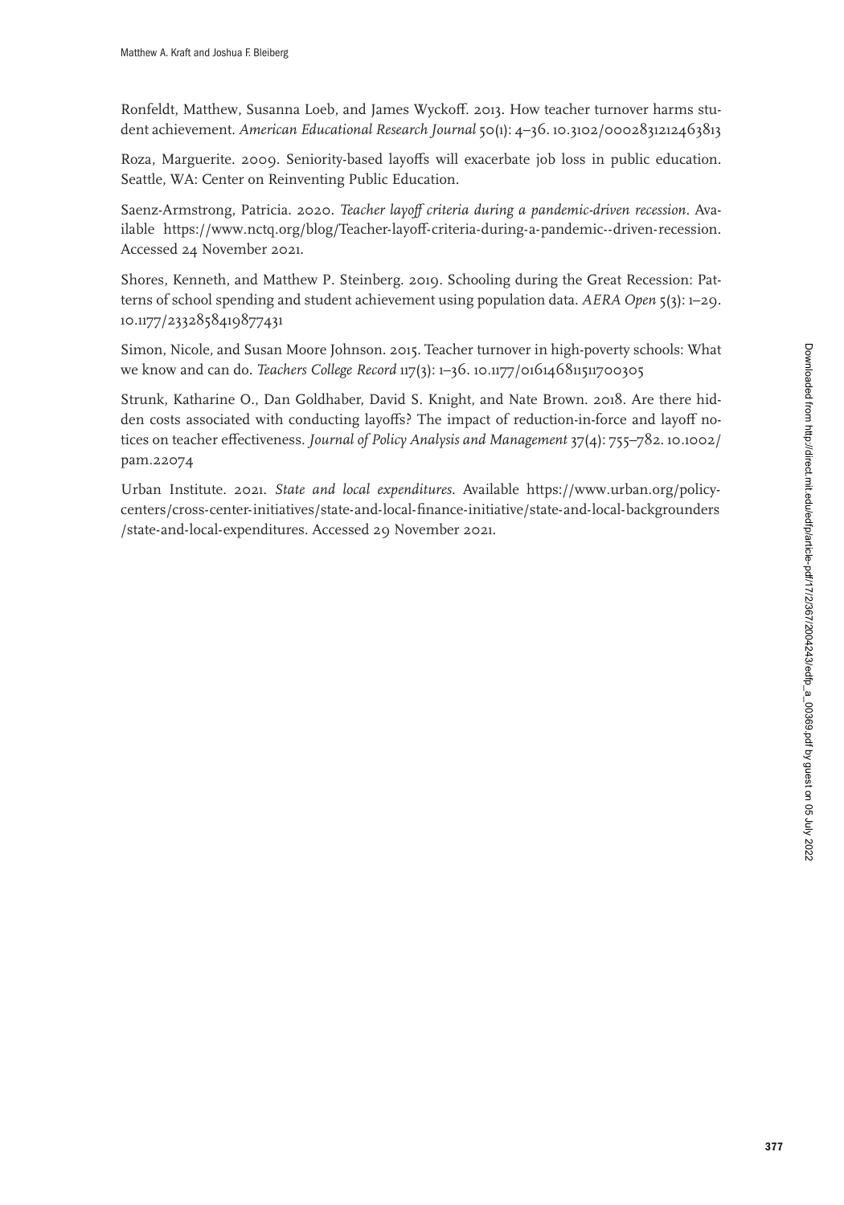Ronfeldt, Matthew, Susanna Loeb, and James Wyckoff. 2013. How teacher turnover harms student achievement. *American Educational Research Journal* 50(1): 4–36. 10.3102/0002831212463813

Roza, Marguerite. 2009. Seniority-based layoffs will exacerbate job loss in public education. Seattle, WA: Center on Reinventing Public Education.

Saenz-Armstrong, Patricia. 2020. *Teacher layoff criteria during a pandemic-driven recession*. Available https://www.nctq.org/blog/Teacher-layoff-criteria-during-a-pandemic--driven-recession. Accessed 24 November 2021.

Shores, Kenneth, and Matthew P. Steinberg. 2019. Schooling during the Great Recession: Patterns of school spending and student achievement using population data. *AERA Open* 5(3): 1–29. 10.1177/2332858419877431

Simon, Nicole, and Susan Moore Johnson. 2015. Teacher turnover in high-poverty schools: What we know and can do. *Teachers College Record* 117(3): 1–36. 10.1177/016146811511700305

Strunk, Katharine O., Dan Goldhaber, David S. Knight, and Nate Brown. 2018. Are there hidden costs associated with conducting layoffs? The impact of reduction-in-force and layoff notices on teacher effectiveness. *Journal of Policy Analysis and Management* 37(4): 755–782. 10.1002/pam.22074

Urban Institute. 2021. *State and local expenditures*. Available https://www.urban.org/policy-centers/cross-center-initiatives/state-and-local-finance-initiative/state-and-local-backgrounders/state-and-local-expenditures. Accessed 29 November 2021.